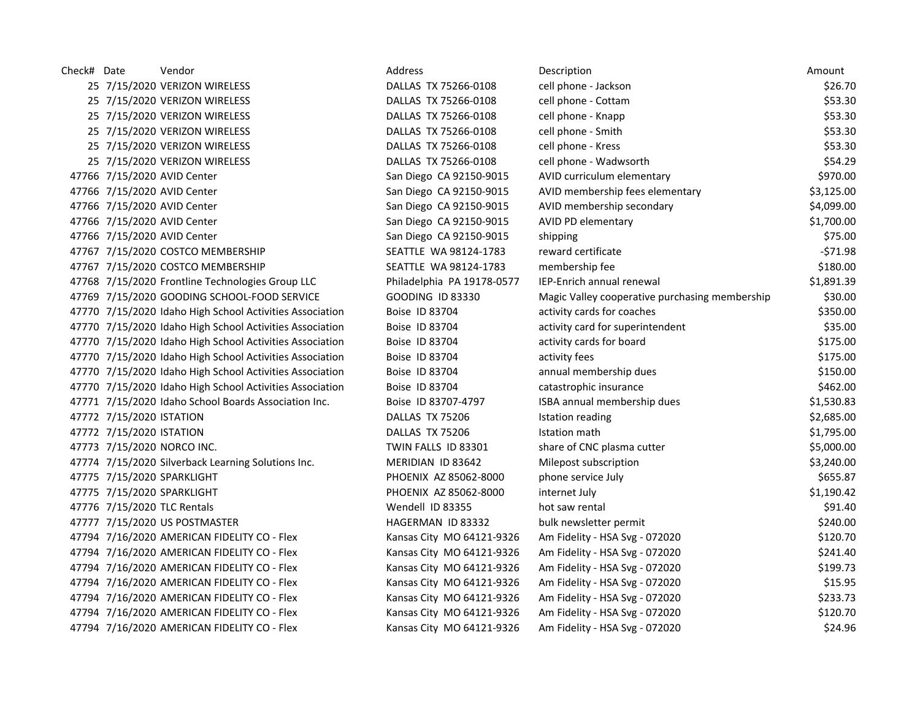| Check# | Date | Vendor | Address | Description | Amount |
|---|---|---|---|---|---|
| 25 | 7/15/2020 | VERIZON WIRELESS | DALLAS TX 75266-0108 | cell phone - Jackson | $26.70 |
| 25 | 7/15/2020 | VERIZON WIRELESS | DALLAS TX 75266-0108 | cell phone - Cottam | $53.30 |
| 25 | 7/15/2020 | VERIZON WIRELESS | DALLAS TX 75266-0108 | cell phone - Knapp | $53.30 |
| 25 | 7/15/2020 | VERIZON WIRELESS | DALLAS TX 75266-0108 | cell phone - Smith | $53.30 |
| 25 | 7/15/2020 | VERIZON WIRELESS | DALLAS TX 75266-0108 | cell phone - Kress | $53.30 |
| 25 | 7/15/2020 | VERIZON WIRELESS | DALLAS TX 75266-0108 | cell phone - Wadworth | $54.29 |
| 47766 | 7/15/2020 | AVID Center | San Diego CA 92150-9015 | AVID curriculum elementary | $970.00 |
| 47766 | 7/15/2020 | AVID Center | San Diego CA 92150-9015 | AVID membership fees elementary | $3,125.00 |
| 47766 | 7/15/2020 | AVID Center | San Diego CA 92150-9015 | AVID membership secondary | $4,099.00 |
| 47766 | 7/15/2020 | AVID Center | San Diego CA 92150-9015 | AVID PD elementary | $1,700.00 |
| 47766 | 7/15/2020 | AVID Center | San Diego CA 92150-9015 | shipping | $75.00 |
| 47767 | 7/15/2020 | COSTCO MEMBERSHIP | SEATTLE WA 98124-1783 | reward certificate | -$71.98 |
| 47767 | 7/15/2020 | COSTCO MEMBERSHIP | SEATTLE WA 98124-1783 | membership fee | $180.00 |
| 47768 | 7/15/2020 | Frontline Technologies Group LLC | Philadelphia PA 19178-0577 | IEP-Enrich annual renewal | $1,891.39 |
| 47769 | 7/15/2020 | GOODING SCHOOL-FOOD SERVICE | GOODING ID 83330 | Magic Valley cooperative purchasing membership | $30.00 |
| 47770 | 7/15/2020 | Idaho High School Activities Association | Boise ID 83704 | activity cards for coaches | $350.00 |
| 47770 | 7/15/2020 | Idaho High School Activities Association | Boise ID 83704 | activity card for superintendent | $35.00 |
| 47770 | 7/15/2020 | Idaho High School Activities Association | Boise ID 83704 | activity cards for board | $175.00 |
| 47770 | 7/15/2020 | Idaho High School Activities Association | Boise ID 83704 | activity fees | $175.00 |
| 47770 | 7/15/2020 | Idaho High School Activities Association | Boise ID 83704 | annual membership dues | $150.00 |
| 47770 | 7/15/2020 | Idaho High School Activities Association | Boise ID 83704 | catastrophic insurance | $462.00 |
| 47771 | 7/15/2020 | Idaho School Boards Association Inc. | Boise ID 83707-4797 | ISBA annual membership dues | $1,530.83 |
| 47772 | 7/15/2020 | ISTATION | DALLAS TX 75206 | Istation reading | $2,685.00 |
| 47772 | 7/15/2020 | ISTATION | DALLAS TX 75206 | Istation math | $1,795.00 |
| 47773 | 7/15/2020 | NORCO INC. | TWIN FALLS ID 83301 | share of CNC plasma cutter | $5,000.00 |
| 47774 | 7/15/2020 | Silverback Learning Solutions Inc. | MERIDIAN ID 83642 | Milepost subscription | $3,240.00 |
| 47775 | 7/15/2020 | SPARKLIGHT | PHOENIX AZ 85062-8000 | phone service July | $655.87 |
| 47775 | 7/15/2020 | SPARKLIGHT | PHOENIX AZ 85062-8000 | internet July | $1,190.42 |
| 47776 | 7/15/2020 | TLC Rentals | Wendell ID 83355 | hot saw rental | $91.40 |
| 47777 | 7/15/2020 | US POSTMASTER | HAGERMAN ID 83332 | bulk newsletter permit | $240.00 |
| 47794 | 7/16/2020 | AMERICAN FIDELITY CO - Flex | Kansas City MO 64121-9326 | Am Fidelity - HSA Svg - 072020 | $120.70 |
| 47794 | 7/16/2020 | AMERICAN FIDELITY CO - Flex | Kansas City MO 64121-9326 | Am Fidelity - HSA Svg - 072020 | $241.40 |
| 47794 | 7/16/2020 | AMERICAN FIDELITY CO - Flex | Kansas City MO 64121-9326 | Am Fidelity - HSA Svg - 072020 | $199.73 |
| 47794 | 7/16/2020 | AMERICAN FIDELITY CO - Flex | Kansas City MO 64121-9326 | Am Fidelity - HSA Svg - 072020 | $15.95 |
| 47794 | 7/16/2020 | AMERICAN FIDELITY CO - Flex | Kansas City MO 64121-9326 | Am Fidelity - HSA Svg - 072020 | $233.73 |
| 47794 | 7/16/2020 | AMERICAN FIDELITY CO - Flex | Kansas City MO 64121-9326 | Am Fidelity - HSA Svg - 072020 | $120.70 |
| 47794 | 7/16/2020 | AMERICAN FIDELITY CO - Flex | Kansas City MO 64121-9326 | Am Fidelity - HSA Svg - 072020 | $24.96 |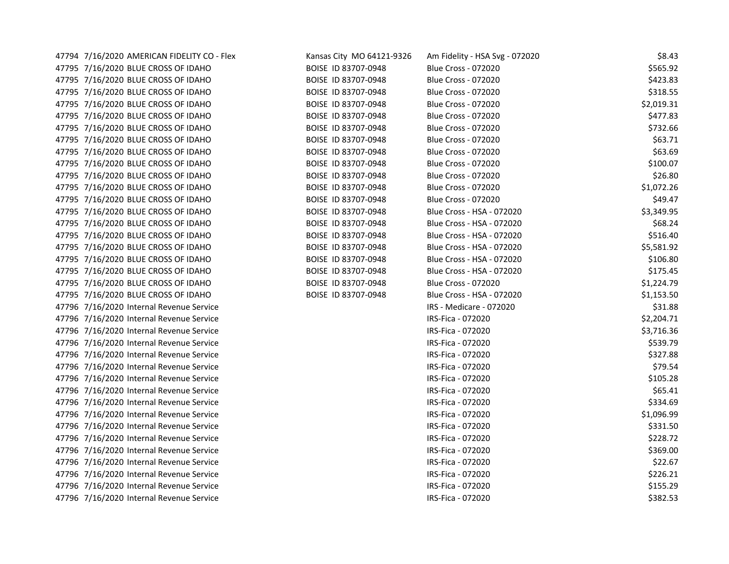| | | | | | |
|---|---|---|---|---|---|
| 47794 | 7/16/2020 | AMERICAN FIDELITY CO - Flex | Kansas City MO 64121-9326 | Am Fidelity - HSA Svg - 072020 | $8.43 |
| 47795 | 7/16/2020 | BLUE CROSS OF IDAHO | BOISE ID 83707-0948 | Blue Cross - 072020 | $565.92 |
| 47795 | 7/16/2020 | BLUE CROSS OF IDAHO | BOISE ID 83707-0948 | Blue Cross - 072020 | $423.83 |
| 47795 | 7/16/2020 | BLUE CROSS OF IDAHO | BOISE ID 83707-0948 | Blue Cross - 072020 | $318.55 |
| 47795 | 7/16/2020 | BLUE CROSS OF IDAHO | BOISE ID 83707-0948 | Blue Cross - 072020 | $2,019.31 |
| 47795 | 7/16/2020 | BLUE CROSS OF IDAHO | BOISE ID 83707-0948 | Blue Cross - 072020 | $477.83 |
| 47795 | 7/16/2020 | BLUE CROSS OF IDAHO | BOISE ID 83707-0948 | Blue Cross - 072020 | $732.66 |
| 47795 | 7/16/2020 | BLUE CROSS OF IDAHO | BOISE ID 83707-0948 | Blue Cross - 072020 | $63.71 |
| 47795 | 7/16/2020 | BLUE CROSS OF IDAHO | BOISE ID 83707-0948 | Blue Cross - 072020 | $63.69 |
| 47795 | 7/16/2020 | BLUE CROSS OF IDAHO | BOISE ID 83707-0948 | Blue Cross - 072020 | $100.07 |
| 47795 | 7/16/2020 | BLUE CROSS OF IDAHO | BOISE ID 83707-0948 | Blue Cross - 072020 | $26.80 |
| 47795 | 7/16/2020 | BLUE CROSS OF IDAHO | BOISE ID 83707-0948 | Blue Cross - 072020 | $1,072.26 |
| 47795 | 7/16/2020 | BLUE CROSS OF IDAHO | BOISE ID 83707-0948 | Blue Cross - 072020 | $49.47 |
| 47795 | 7/16/2020 | BLUE CROSS OF IDAHO | BOISE ID 83707-0948 | Blue Cross - HSA - 072020 | $3,349.95 |
| 47795 | 7/16/2020 | BLUE CROSS OF IDAHO | BOISE ID 83707-0948 | Blue Cross - HSA - 072020 | $68.24 |
| 47795 | 7/16/2020 | BLUE CROSS OF IDAHO | BOISE ID 83707-0948 | Blue Cross - HSA - 072020 | $516.40 |
| 47795 | 7/16/2020 | BLUE CROSS OF IDAHO | BOISE ID 83707-0948 | Blue Cross - HSA - 072020 | $5,581.92 |
| 47795 | 7/16/2020 | BLUE CROSS OF IDAHO | BOISE ID 83707-0948 | Blue Cross - HSA - 072020 | $106.80 |
| 47795 | 7/16/2020 | BLUE CROSS OF IDAHO | BOISE ID 83707-0948 | Blue Cross - HSA - 072020 | $175.45 |
| 47795 | 7/16/2020 | BLUE CROSS OF IDAHO | BOISE ID 83707-0948 | Blue Cross - 072020 | $1,224.79 |
| 47795 | 7/16/2020 | BLUE CROSS OF IDAHO | BOISE ID 83707-0948 | Blue Cross - HSA - 072020 | $1,153.50 |
| 47796 | 7/16/2020 | Internal Revenue Service | | IRS - Medicare - 072020 | $31.88 |
| 47796 | 7/16/2020 | Internal Revenue Service | | IRS-Fica - 072020 | $2,204.71 |
| 47796 | 7/16/2020 | Internal Revenue Service | | IRS-Fica - 072020 | $3,716.36 |
| 47796 | 7/16/2020 | Internal Revenue Service | | IRS-Fica - 072020 | $539.79 |
| 47796 | 7/16/2020 | Internal Revenue Service | | IRS-Fica - 072020 | $327.88 |
| 47796 | 7/16/2020 | Internal Revenue Service | | IRS-Fica - 072020 | $79.54 |
| 47796 | 7/16/2020 | Internal Revenue Service | | IRS-Fica - 072020 | $105.28 |
| 47796 | 7/16/2020 | Internal Revenue Service | | IRS-Fica - 072020 | $65.41 |
| 47796 | 7/16/2020 | Internal Revenue Service | | IRS-Fica - 072020 | $334.69 |
| 47796 | 7/16/2020 | Internal Revenue Service | | IRS-Fica - 072020 | $1,096.99 |
| 47796 | 7/16/2020 | Internal Revenue Service | | IRS-Fica - 072020 | $331.50 |
| 47796 | 7/16/2020 | Internal Revenue Service | | IRS-Fica - 072020 | $228.72 |
| 47796 | 7/16/2020 | Internal Revenue Service | | IRS-Fica - 072020 | $369.00 |
| 47796 | 7/16/2020 | Internal Revenue Service | | IRS-Fica - 072020 | $22.67 |
| 47796 | 7/16/2020 | Internal Revenue Service | | IRS-Fica - 072020 | $226.21 |
| 47796 | 7/16/2020 | Internal Revenue Service | | IRS-Fica - 072020 | $155.29 |
| 47796 | 7/16/2020 | Internal Revenue Service | | IRS-Fica - 072020 | $382.53 |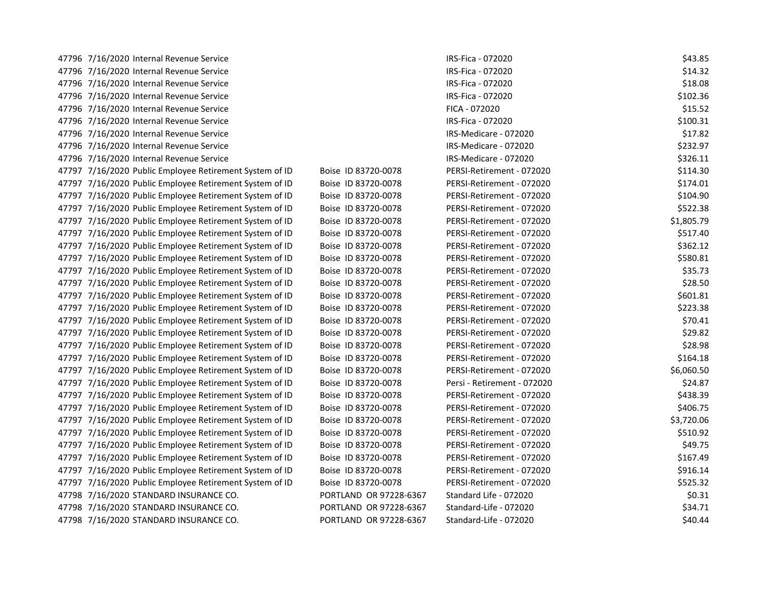| | | | | | |
|---|---|---|---|---|---|
| 47796 | 7/16/2020 | Internal Revenue Service | | IRS-Fica - 072020 | $43.85 |
| 47796 | 7/16/2020 | Internal Revenue Service | | IRS-Fica - 072020 | $14.32 |
| 47796 | 7/16/2020 | Internal Revenue Service | | IRS-Fica - 072020 | $18.08 |
| 47796 | 7/16/2020 | Internal Revenue Service | | IRS-Fica - 072020 | $102.36 |
| 47796 | 7/16/2020 | Internal Revenue Service | | FICA - 072020 | $15.52 |
| 47796 | 7/16/2020 | Internal Revenue Service | | IRS-Fica - 072020 | $100.31 |
| 47796 | 7/16/2020 | Internal Revenue Service | | IRS-Medicare - 072020 | $17.82 |
| 47796 | 7/16/2020 | Internal Revenue Service | | IRS-Medicare - 072020 | $232.97 |
| 47796 | 7/16/2020 | Internal Revenue Service | | IRS-Medicare - 072020 | $326.11 |
| 47797 | 7/16/2020 | Public Employee Retirement System of ID | Boise ID 83720-0078 | PERSI-Retirement - 072020 | $114.30 |
| 47797 | 7/16/2020 | Public Employee Retirement System of ID | Boise ID 83720-0078 | PERSI-Retirement - 072020 | $174.01 |
| 47797 | 7/16/2020 | Public Employee Retirement System of ID | Boise ID 83720-0078 | PERSI-Retirement - 072020 | $104.90 |
| 47797 | 7/16/2020 | Public Employee Retirement System of ID | Boise ID 83720-0078 | PERSI-Retirement - 072020 | $522.38 |
| 47797 | 7/16/2020 | Public Employee Retirement System of ID | Boise ID 83720-0078 | PERSI-Retirement - 072020 | $1,805.79 |
| 47797 | 7/16/2020 | Public Employee Retirement System of ID | Boise ID 83720-0078 | PERSI-Retirement - 072020 | $517.40 |
| 47797 | 7/16/2020 | Public Employee Retirement System of ID | Boise ID 83720-0078 | PERSI-Retirement - 072020 | $362.12 |
| 47797 | 7/16/2020 | Public Employee Retirement System of ID | Boise ID 83720-0078 | PERSI-Retirement - 072020 | $580.81 |
| 47797 | 7/16/2020 | Public Employee Retirement System of ID | Boise ID 83720-0078 | PERSI-Retirement - 072020 | $35.73 |
| 47797 | 7/16/2020 | Public Employee Retirement System of ID | Boise ID 83720-0078 | PERSI-Retirement - 072020 | $28.50 |
| 47797 | 7/16/2020 | Public Employee Retirement System of ID | Boise ID 83720-0078 | PERSI-Retirement - 072020 | $601.81 |
| 47797 | 7/16/2020 | Public Employee Retirement System of ID | Boise ID 83720-0078 | PERSI-Retirement - 072020 | $223.38 |
| 47797 | 7/16/2020 | Public Employee Retirement System of ID | Boise ID 83720-0078 | PERSI-Retirement - 072020 | $70.41 |
| 47797 | 7/16/2020 | Public Employee Retirement System of ID | Boise ID 83720-0078 | PERSI-Retirement - 072020 | $29.82 |
| 47797 | 7/16/2020 | Public Employee Retirement System of ID | Boise ID 83720-0078 | PERSI-Retirement - 072020 | $28.98 |
| 47797 | 7/16/2020 | Public Employee Retirement System of ID | Boise ID 83720-0078 | PERSI-Retirement - 072020 | $164.18 |
| 47797 | 7/16/2020 | Public Employee Retirement System of ID | Boise ID 83720-0078 | PERSI-Retirement - 072020 | $6,060.50 |
| 47797 | 7/16/2020 | Public Employee Retirement System of ID | Boise ID 83720-0078 | Persi - Retirement - 072020 | $24.87 |
| 47797 | 7/16/2020 | Public Employee Retirement System of ID | Boise ID 83720-0078 | PERSI-Retirement - 072020 | $438.39 |
| 47797 | 7/16/2020 | Public Employee Retirement System of ID | Boise ID 83720-0078 | PERSI-Retirement - 072020 | $406.75 |
| 47797 | 7/16/2020 | Public Employee Retirement System of ID | Boise ID 83720-0078 | PERSI-Retirement - 072020 | $3,720.06 |
| 47797 | 7/16/2020 | Public Employee Retirement System of ID | Boise ID 83720-0078 | PERSI-Retirement - 072020 | $510.92 |
| 47797 | 7/16/2020 | Public Employee Retirement System of ID | Boise ID 83720-0078 | PERSI-Retirement - 072020 | $49.75 |
| 47797 | 7/16/2020 | Public Employee Retirement System of ID | Boise ID 83720-0078 | PERSI-Retirement - 072020 | $167.49 |
| 47797 | 7/16/2020 | Public Employee Retirement System of ID | Boise ID 83720-0078 | PERSI-Retirement - 072020 | $916.14 |
| 47797 | 7/16/2020 | Public Employee Retirement System of ID | Boise ID 83720-0078 | PERSI-Retirement - 072020 | $525.32 |
| 47798 | 7/16/2020 | STANDARD INSURANCE CO. | PORTLAND OR 97228-6367 | Standard Life - 072020 | $0.31 |
| 47798 | 7/16/2020 | STANDARD INSURANCE CO. | PORTLAND OR 97228-6367 | Standard-Life - 072020 | $34.71 |
| 47798 | 7/16/2020 | STANDARD INSURANCE CO. | PORTLAND OR 97228-6367 | Standard-Life - 072020 | $40.44 |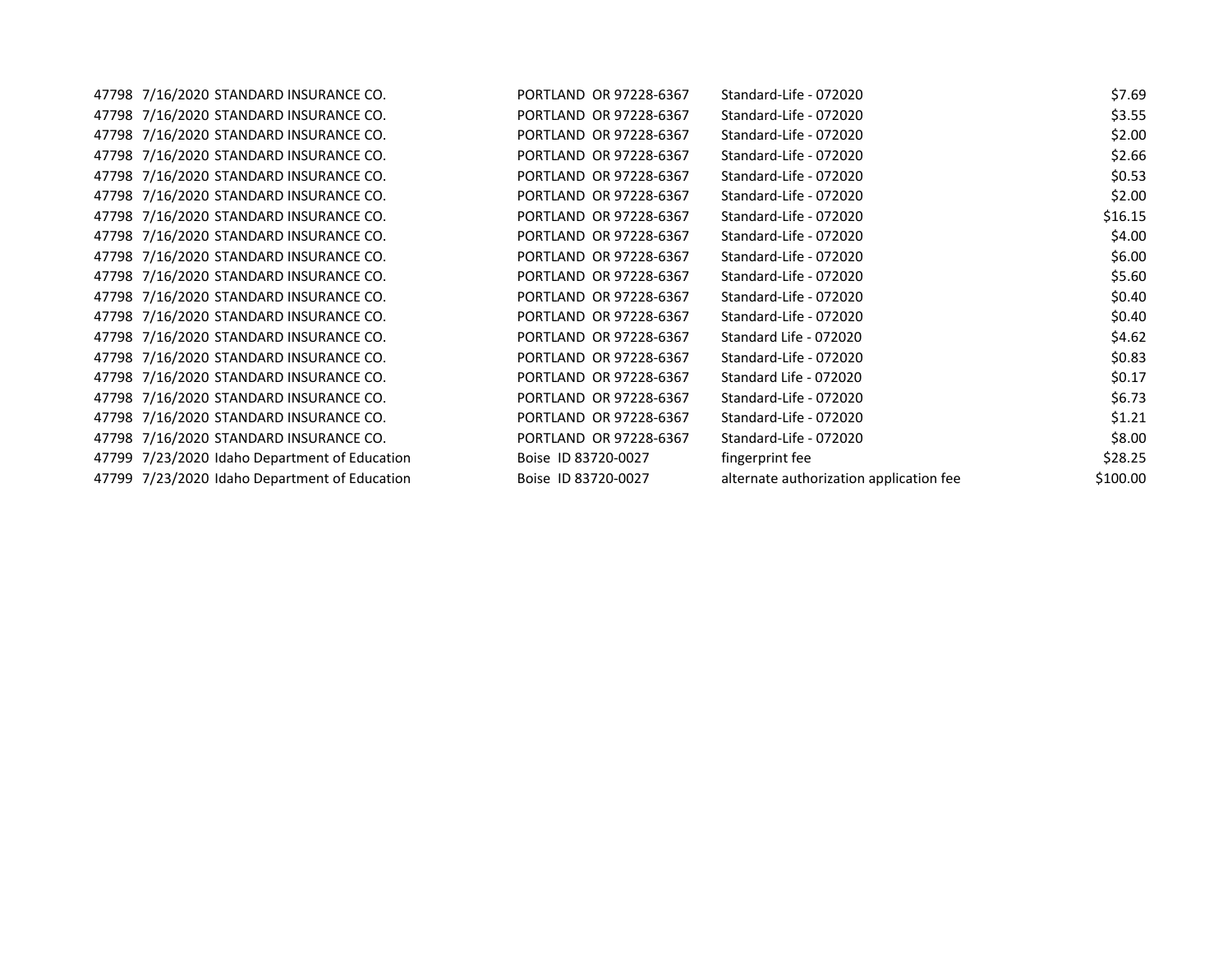| | | | | | |
|---|---|---|---|---|---|
| 47798 | 7/16/2020 | STANDARD INSURANCE CO. | PORTLAND OR 97228-6367 | Standard-Life - 072020 | $7.69 |
| 47798 | 7/16/2020 | STANDARD INSURANCE CO. | PORTLAND OR 97228-6367 | Standard-Life - 072020 | $3.55 |
| 47798 | 7/16/2020 | STANDARD INSURANCE CO. | PORTLAND OR 97228-6367 | Standard-Life - 072020 | $2.00 |
| 47798 | 7/16/2020 | STANDARD INSURANCE CO. | PORTLAND OR 97228-6367 | Standard-Life - 072020 | $2.66 |
| 47798 | 7/16/2020 | STANDARD INSURANCE CO. | PORTLAND OR 97228-6367 | Standard-Life - 072020 | $0.53 |
| 47798 | 7/16/2020 | STANDARD INSURANCE CO. | PORTLAND OR 97228-6367 | Standard-Life - 072020 | $2.00 |
| 47798 | 7/16/2020 | STANDARD INSURANCE CO. | PORTLAND OR 97228-6367 | Standard-Life - 072020 | $16.15 |
| 47798 | 7/16/2020 | STANDARD INSURANCE CO. | PORTLAND OR 97228-6367 | Standard-Life - 072020 | $4.00 |
| 47798 | 7/16/2020 | STANDARD INSURANCE CO. | PORTLAND OR 97228-6367 | Standard-Life - 072020 | $6.00 |
| 47798 | 7/16/2020 | STANDARD INSURANCE CO. | PORTLAND OR 97228-6367 | Standard-Life - 072020 | $5.60 |
| 47798 | 7/16/2020 | STANDARD INSURANCE CO. | PORTLAND OR 97228-6367 | Standard-Life - 072020 | $0.40 |
| 47798 | 7/16/2020 | STANDARD INSURANCE CO. | PORTLAND OR 97228-6367 | Standard-Life - 072020 | $0.40 |
| 47798 | 7/16/2020 | STANDARD INSURANCE CO. | PORTLAND OR 97228-6367 | Standard Life - 072020 | $4.62 |
| 47798 | 7/16/2020 | STANDARD INSURANCE CO. | PORTLAND OR 97228-6367 | Standard-Life - 072020 | $0.83 |
| 47798 | 7/16/2020 | STANDARD INSURANCE CO. | PORTLAND OR 97228-6367 | Standard Life - 072020 | $0.17 |
| 47798 | 7/16/2020 | STANDARD INSURANCE CO. | PORTLAND OR 97228-6367 | Standard-Life - 072020 | $6.73 |
| 47798 | 7/16/2020 | STANDARD INSURANCE CO. | PORTLAND OR 97228-6367 | Standard-Life - 072020 | $1.21 |
| 47798 | 7/16/2020 | STANDARD INSURANCE CO. | PORTLAND OR 97228-6367 | Standard-Life - 072020 | $8.00 |
| 47799 | 7/23/2020 | Idaho Department of Education | Boise ID 83720-0027 | fingerprint fee | $28.25 |
| 47799 | 7/23/2020 | Idaho Department of Education | Boise ID 83720-0027 | alternate authorization application fee | $100.00 |